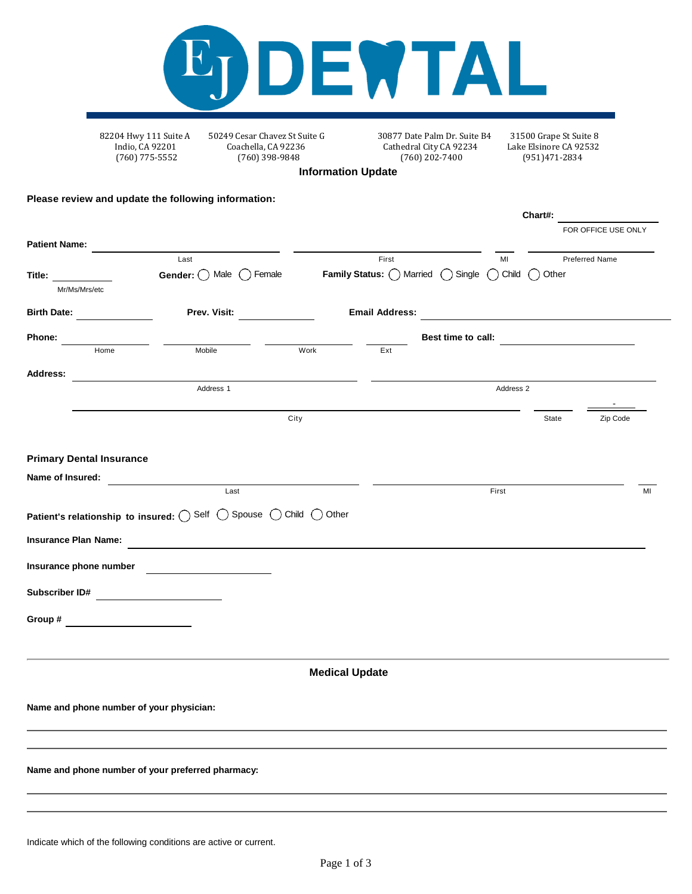# EJ DENTAL

82204 Hwy 111 Suite A
Indio, CA 92201
(760) 775-5552

50249 Cesar Chavez St Suite G
Coachella, CA 92236
(760) 398-9848

30877 Date Palm Dr. Suite B4
Cathedral City CA 92234
(760) 202-7400

31500 Grape St Suite 8
Lake Elsinore CA 92532
(951)471-2834

## Information Update

**Please review and update the following information:**

**Chart#:** ____________
FOR OFFICE USE ONLY

**Patient Name:** ____________ (Last) ____________ (First) ____ (MI) ____________ (Preferred Name)

**Title:** ________ (Mr/Ms/Mrs/etc) **Gender:** ◯ Male ◯ Female **Family Status:** ◯ Married ◯ Single ◯ Child ◯ Other

**Birth Date:** ____________ **Prev. Visit:** ____________ **Email Address:** ____________

**Phone:** ____________ (Home) ____________ (Mobile) ____________ (Work) ______ (Ext) **Best time to call:** ____________

**Address:** ____________ (Address 1) ____________ (Address 2)

____________ (City) ______ (State) ____-____ (Zip Code)

### Primary Dental Insurance

**Name of Insured:** ____________ (Last) ____________ (First) ____ (MI)

**Patient's relationship to insured:** ◯ Self ◯ Spouse ◯ Child ◯ Other

**Insurance Plan Name:** ____________

**Insurance phone number** ____________

**Subscriber ID#** ____________

**Group #** ____________

## Medical Update

**Name and phone number of your physician:**

____________

____________

**Name and phone number of your preferred pharmacy:**

____________

____________

Indicate which of the following conditions are active or current.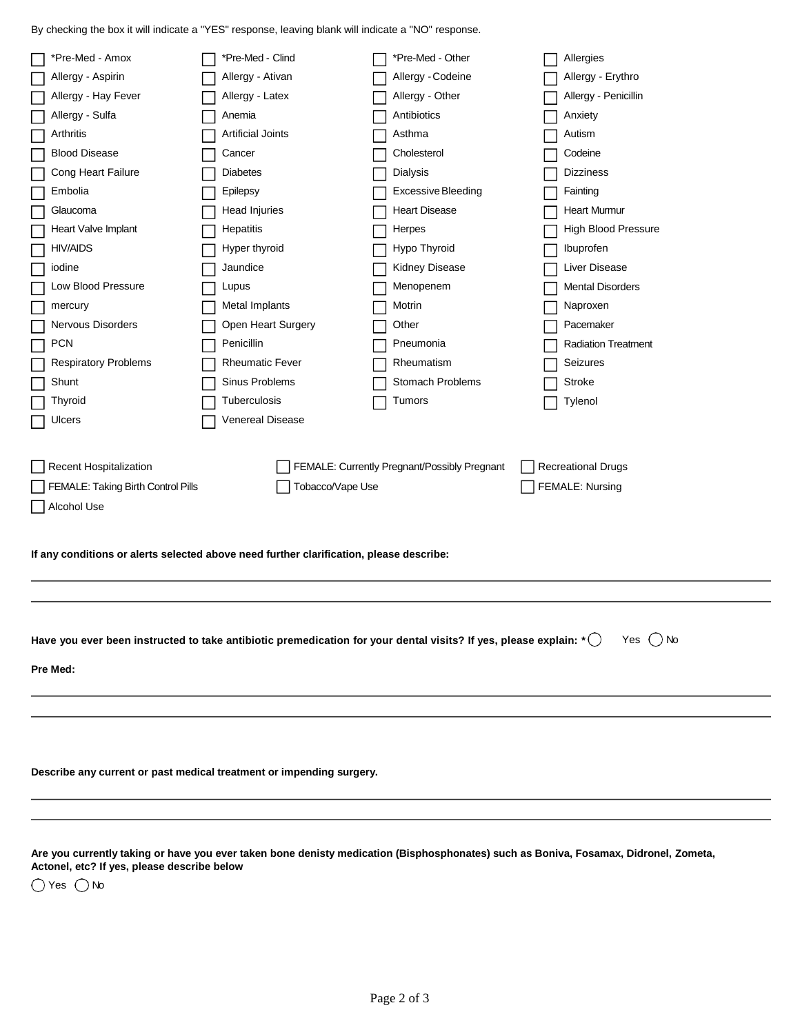By checking the box it will indicate a "YES" response, leaving blank will indicate a "NO" response.

| | | | |
|---|---|---|---|
| ☐ *Pre-Med - Amox | ☐ *Pre-Med - Clind | ☐ *Pre-Med - Other | ☐ Allergies |
| ☐ Allergy - Aspirin | ☐ Allergy - Ativan | ☐ Allergy - Codeine | ☐ Allergy - Erythro |
| ☐ Allergy - Hay Fever | ☐ Allergy - Latex | ☐ Allergy - Other | ☐ Allergy - Penicillin |
| ☐ Allergy - Sulfa | ☐ Anemia | ☐ Antibiotics | ☐ Anxiety |
| ☐ Arthritis | ☐ Artificial Joints | ☐ Asthma | ☐ Autism |
| ☐ Blood Disease | ☐ Cancer | ☐ Cholesterol | ☐ Codeine |
| ☐ Cong Heart Failure | ☐ Diabetes | ☐ Dialysis | ☐ Dizziness |
| ☐ Embolia | ☐ Epilepsy | ☐ Excessive Bleeding | ☐ Fainting |
| ☐ Glaucoma | ☐ Head Injuries | ☐ Heart Disease | ☐ Heart Murmur |
| ☐ Heart Valve Implant | ☐ Hepatitis | ☐ Herpes | ☐ High Blood Pressure |
| ☐ HIV/AIDS | ☐ Hyper thyroid | ☐ Hypo Thyroid | ☐ Ibuprofen |
| ☐ iodine | ☐ Jaundice | ☐ Kidney Disease | ☐ Liver Disease |
| ☐ Low Blood Pressure | ☐ Lupus | ☐ Menopenem | ☐ Mental Disorders |
| ☐ mercury | ☐ Metal Implants | ☐ Motrin | ☐ Naproxen |
| ☐ Nervous Disorders | ☐ Open Heart Surgery | ☐ Other | ☐ Pacemaker |
| ☐ PCN | ☐ Penicillin | ☐ Pneumonia | ☐ Radiation Treatment |
| ☐ Respiratory Problems | ☐ Rheumatic Fever | ☐ Rheumatism | ☐ Seizures |
| ☐ Shunt | ☐ Sinus Problems | ☐ Stomach Problems | ☐ Stroke |
| ☐ Thyroid | ☐ Tuberculosis | ☐ Tumors | ☐ Tylenol |
| ☐ Ulcers | ☐ Venereal Disease | | |

| | | |
|---|---|---|
| ☐ Recent Hospitalization | ☐ FEMALE: Currently Pregnant/Possibly Pregnant | ☐ Recreational Drugs |
| ☐ FEMALE: Taking Birth Control Pills | ☐ Tobacco/Vape Use | ☐ FEMALE: Nursing |
| ☐ Alcohol Use | | |

**If any conditions or alerts selected above need further clarification, please describe:**

_______________________________________________

_______________________________________________

**Have you ever been instructed to take antibiotic premedication for your dental visits? If yes, please explain: *** ◯ Yes ◯ No

**Pre Med:**

_______________________________________________

_______________________________________________

**Describe any current or past medical treatment or impending surgery.**

_______________________________________________

_______________________________________________

**Are you currently taking or have you ever taken bone denisty medication (Bisphosphonates) such as Boniva, Fosamax, Didronel, Zometa, Actonel, etc? If yes, please describe below**

◯ Yes ◯ No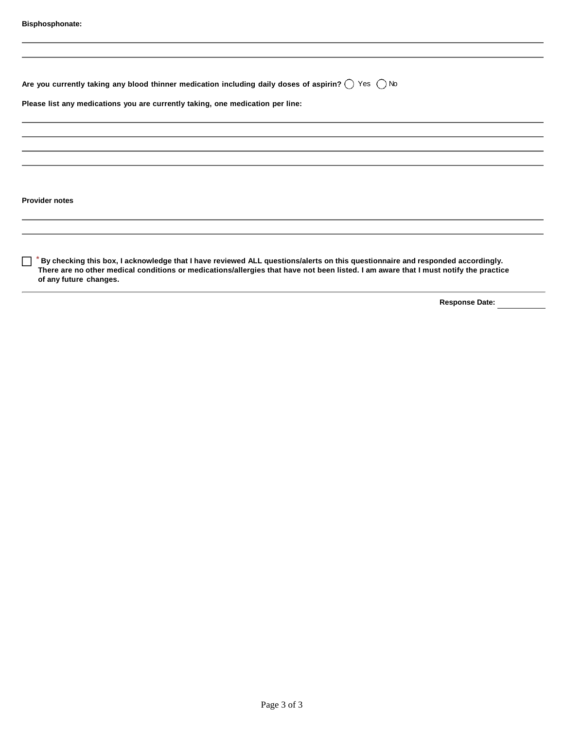**Bisphosphonate:**

---

---

**Are you currently taking any blood thinner medication including daily doses of aspirin?** ◯ Yes ◯ No

**Please list any medications you are currently taking, one medication per line:**

---

---

---

---

**Provider notes**

---

---

☐ * **By checking this box, I acknowledge that I have reviewed ALL questions/alerts on this questionnaire and responded accordingly. There are no other medical conditions or medications/allergies that have not been listed. I am aware that I must notify the practice of any future changes.**

**Response Date:** ____________